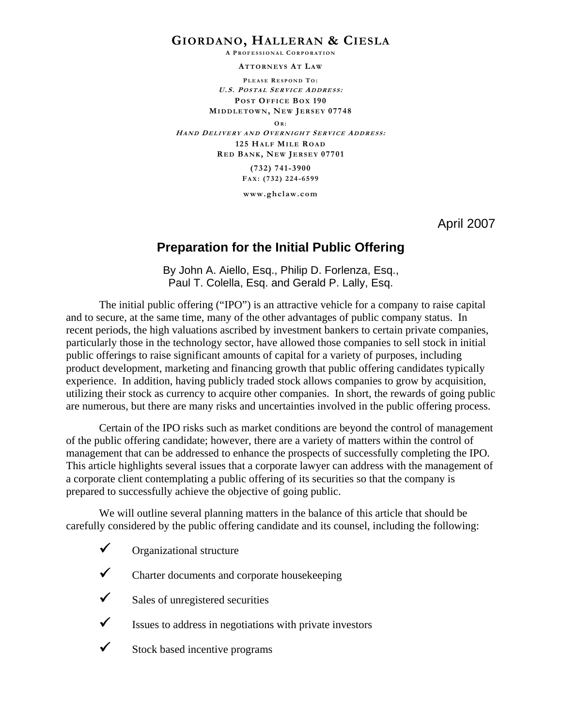**GIORDANO, HALLERAN & CIESLA**

A PROFESSIONAL CORPORATION

ATTORNEYS AT LAW

PLEASE RESPOND TO:

*U.S. POSTAL SERVICE ADDRESS:*

POST OFFICE BOX 190

MIDDLETOWN, NEW JERSEY 07748

OR:

*HAND DELIVERY AND OVERNIGHT SERVICE ADDRESS:*

125 HALF MILE ROAD

RED BANK, NEW JERSEY 07701

(732) 741-3900

FAX: (732) 224-6599

www.ghclaw.com

April 2007

# Preparation for the Initial Public Offering

By John A. Aiello, Esq., Philip D. Forlenza, Esq., Paul T. Colella, Esq. and Gerald P. Lally, Esq.

The initial public offering ("IPO") is an attractive vehicle for a company to raise capital and to secure, at the same time, many of the other advantages of public company status. In recent periods, the high valuations ascribed by investment bankers to certain private companies, particularly those in the technology sector, have allowed those companies to sell stock in initial public offerings to raise significant amounts of capital for a variety of purposes, including product development, marketing and financing growth that public offering candidates typically experience. In addition, having publicly traded stock allows companies to grow by acquisition, utilizing their stock as currency to acquire other companies. In short, the rewards of going public are numerous, but there are many risks and uncertainties involved in the public offering process.

Certain of the IPO risks such as market conditions are beyond the control of management of the public offering candidate; however, there are a variety of matters within the control of management that can be addressed to enhance the prospects of successfully completing the IPO. This article highlights several issues that a corporate lawyer can address with the management of a corporate client contemplating a public offering of its securities so that the company is prepared to successfully achieve the objective of going public.

We will outline several planning matters in the balance of this article that should be carefully considered by the public offering candidate and its counsel, including the following:

- ✓ Organizational structure
- ✓ Charter documents and corporate housekeeping
- ✓ Sales of unregistered securities
- ✓ Issues to address in negotiations with private investors
- ✓ Stock based incentive programs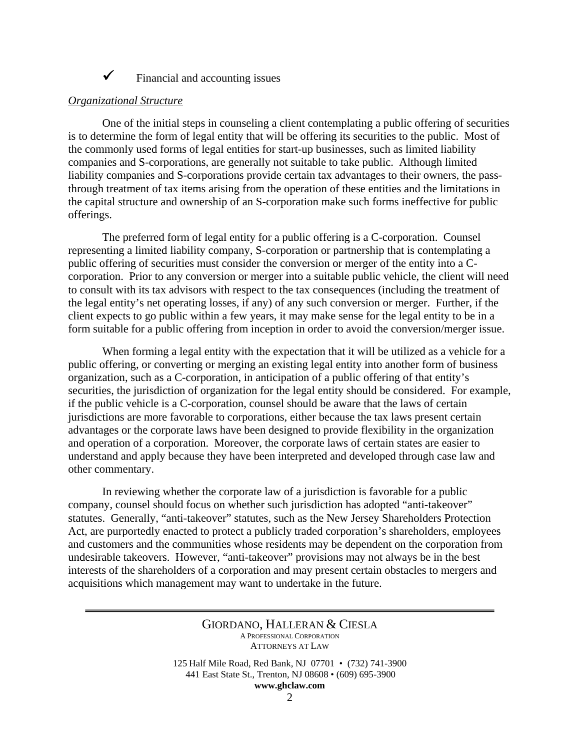- ✓ Financial and accounting issues

*Organizational Structure*

One of the initial steps in counseling a client contemplating a public offering of securities is to determine the form of legal entity that will be offering its securities to the public. Most of the commonly used forms of legal entities for start-up businesses, such as limited liability companies and S-corporations, are generally not suitable to take public. Although limited liability companies and S-corporations provide certain tax advantages to their owners, the pass-through treatment of tax items arising from the operation of these entities and the limitations in the capital structure and ownership of an S-corporation make such forms ineffective for public offerings.

The preferred form of legal entity for a public offering is a C-corporation. Counsel representing a limited liability company, S-corporation or partnership that is contemplating a public offering of securities must consider the conversion or merger of the entity into a C-corporation. Prior to any conversion or merger into a suitable public vehicle, the client will need to consult with its tax advisors with respect to the tax consequences (including the treatment of the legal entity's net operating losses, if any) of any such conversion or merger. Further, if the client expects to go public within a few years, it may make sense for the legal entity to be in a form suitable for a public offering from inception in order to avoid the conversion/merger issue.

When forming a legal entity with the expectation that it will be utilized as a vehicle for a public offering, or converting or merging an existing legal entity into another form of business organization, such as a C-corporation, in anticipation of a public offering of that entity's securities, the jurisdiction of organization for the legal entity should be considered. For example, if the public vehicle is a C-corporation, counsel should be aware that the laws of certain jurisdictions are more favorable to corporations, either because the tax laws present certain advantages or the corporate laws have been designed to provide flexibility in the organization and operation of a corporation. Moreover, the corporate laws of certain states are easier to understand and apply because they have been interpreted and developed through case law and other commentary.

In reviewing whether the corporate law of a jurisdiction is favorable for a public company, counsel should focus on whether such jurisdiction has adopted "anti-takeover" statutes. Generally, "anti-takeover" statutes, such as the New Jersey Shareholders Protection Act, are purportedly enacted to protect a publicly traded corporation's shareholders, employees and customers and the communities whose residents may be dependent on the corporation from undesirable takeovers. However, "anti-takeover" provisions may not always be in the best interests of the shareholders of a corporation and may present certain obstacles to mergers and acquisitions which management may want to undertake in the future.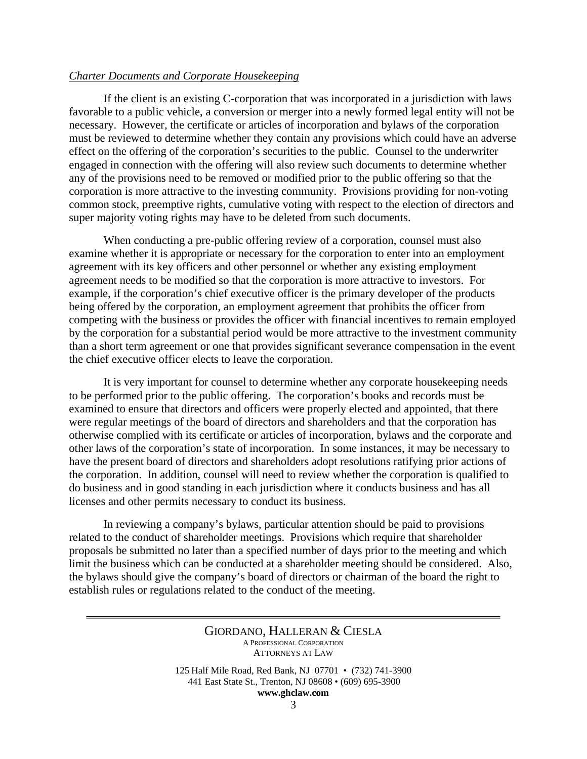*Charter Documents and Corporate Housekeeping*

If the client is an existing C-corporation that was incorporated in a jurisdiction with laws favorable to a public vehicle, a conversion or merger into a newly formed legal entity will not be necessary. However, the certificate or articles of incorporation and bylaws of the corporation must be reviewed to determine whether they contain any provisions which could have an adverse effect on the offering of the corporation's securities to the public. Counsel to the underwriter engaged in connection with the offering will also review such documents to determine whether any of the provisions need to be removed or modified prior to the public offering so that the corporation is more attractive to the investing community. Provisions providing for non-voting common stock, preemptive rights, cumulative voting with respect to the election of directors and super majority voting rights may have to be deleted from such documents.

When conducting a pre-public offering review of a corporation, counsel must also examine whether it is appropriate or necessary for the corporation to enter into an employment agreement with its key officers and other personnel or whether any existing employment agreement needs to be modified so that the corporation is more attractive to investors. For example, if the corporation's chief executive officer is the primary developer of the products being offered by the corporation, an employment agreement that prohibits the officer from competing with the business or provides the officer with financial incentives to remain employed by the corporation for a substantial period would be more attractive to the investment community than a short term agreement or one that provides significant severance compensation in the event the chief executive officer elects to leave the corporation.

It is very important for counsel to determine whether any corporate housekeeping needs to be performed prior to the public offering. The corporation's books and records must be examined to ensure that directors and officers were properly elected and appointed, that there were regular meetings of the board of directors and shareholders and that the corporation has otherwise complied with its certificate or articles of incorporation, bylaws and the corporate and other laws of the corporation's state of incorporation. In some instances, it may be necessary to have the present board of directors and shareholders adopt resolutions ratifying prior actions of the corporation. In addition, counsel will need to review whether the corporation is qualified to do business and in good standing in each jurisdiction where it conducts business and has all licenses and other permits necessary to conduct its business.

In reviewing a company's bylaws, particular attention should be paid to provisions related to the conduct of shareholder meetings. Provisions which require that shareholder proposals be submitted no later than a specified number of days prior to the meeting and which limit the business which can be conducted at a shareholder meeting should be considered. Also, the bylaws should give the company's board of directors or chairman of the board the right to establish rules or regulations related to the conduct of the meeting.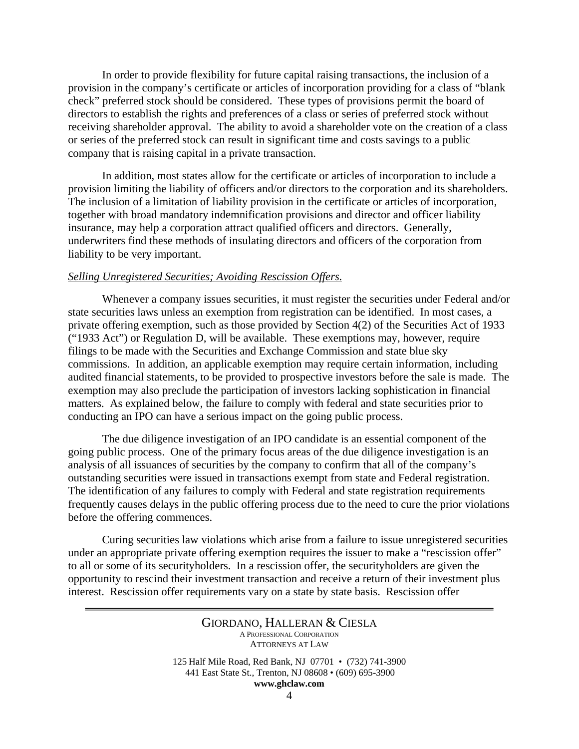In order to provide flexibility for future capital raising transactions, the inclusion of a provision in the company's certificate or articles of incorporation providing for a class of "blank check" preferred stock should be considered. These types of provisions permit the board of directors to establish the rights and preferences of a class or series of preferred stock without receiving shareholder approval. The ability to avoid a shareholder vote on the creation of a class or series of the preferred stock can result in significant time and costs savings to a public company that is raising capital in a private transaction.

In addition, most states allow for the certificate or articles of incorporation to include a provision limiting the liability of officers and/or directors to the corporation and its shareholders. The inclusion of a limitation of liability provision in the certificate or articles of incorporation, together with broad mandatory indemnification provisions and director and officer liability insurance, may help a corporation attract qualified officers and directors. Generally, underwriters find these methods of insulating directors and officers of the corporation from liability to be very important.

*Selling Unregistered Securities; Avoiding Rescission Offers.*

Whenever a company issues securities, it must register the securities under Federal and/or state securities laws unless an exemption from registration can be identified. In most cases, a private offering exemption, such as those provided by Section 4(2) of the Securities Act of 1933 ("1933 Act") or Regulation D, will be available. These exemptions may, however, require filings to be made with the Securities and Exchange Commission and state blue sky commissions. In addition, an applicable exemption may require certain information, including audited financial statements, to be provided to prospective investors before the sale is made. The exemption may also preclude the participation of investors lacking sophistication in financial matters. As explained below, the failure to comply with federal and state securities prior to conducting an IPO can have a serious impact on the going public process.

The due diligence investigation of an IPO candidate is an essential component of the going public process. One of the primary focus areas of the due diligence investigation is an analysis of all issuances of securities by the company to confirm that all of the company's outstanding securities were issued in transactions exempt from state and Federal registration. The identification of any failures to comply with Federal and state registration requirements frequently causes delays in the public offering process due to the need to cure the prior violations before the offering commences.

Curing securities law violations which arise from a failure to issue unregistered securities under an appropriate private offering exemption requires the issuer to make a "rescission offer" to all or some of its securityholders. In a rescission offer, the securityholders are given the opportunity to rescind their investment transaction and receive a return of their investment plus interest. Rescission offer requirements vary on a state by state basis. Rescission offer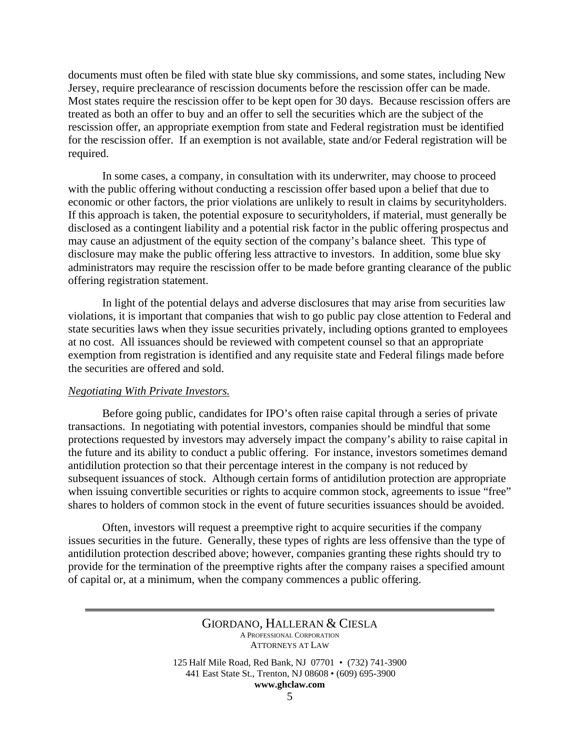documents must often be filed with state blue sky commissions, and some states, including New Jersey, require preclearance of rescission documents before the rescission offer can be made. Most states require the rescission offer to be kept open for 30 days. Because rescission offers are treated as both an offer to buy and an offer to sell the securities which are the subject of the rescission offer, an appropriate exemption from state and Federal registration must be identified for the rescission offer. If an exemption is not available, state and/or Federal registration will be required.

In some cases, a company, in consultation with its underwriter, may choose to proceed with the public offering without conducting a rescission offer based upon a belief that due to economic or other factors, the prior violations are unlikely to result in claims by securityholders. If this approach is taken, the potential exposure to securityholders, if material, must generally be disclosed as a contingent liability and a potential risk factor in the public offering prospectus and may cause an adjustment of the equity section of the company's balance sheet. This type of disclosure may make the public offering less attractive to investors. In addition, some blue sky administrators may require the rescission offer to be made before granting clearance of the public offering registration statement.

In light of the potential delays and adverse disclosures that may arise from securities law violations, it is important that companies that wish to go public pay close attention to Federal and state securities laws when they issue securities privately, including options granted to employees at no cost. All issuances should be reviewed with competent counsel so that an appropriate exemption from registration is identified and any requisite state and Federal filings made before the securities are offered and sold.

*Negotiating With Private Investors.*

Before going public, candidates for IPO's often raise capital through a series of private transactions. In negotiating with potential investors, companies should be mindful that some protections requested by investors may adversely impact the company's ability to raise capital in the future and its ability to conduct a public offering. For instance, investors sometimes demand antidilution protection so that their percentage interest in the company is not reduced by subsequent issuances of stock. Although certain forms of antidilution protection are appropriate when issuing convertible securities or rights to acquire common stock, agreements to issue "free" shares to holders of common stock in the event of future securities issuances should be avoided.

Often, investors will request a preemptive right to acquire securities if the company issues securities in the future. Generally, these types of rights are less offensive than the type of antidilution protection described above; however, companies granting these rights should try to provide for the termination of the preemptive rights after the company raises a specified amount of capital or, at a minimum, when the company commences a public offering.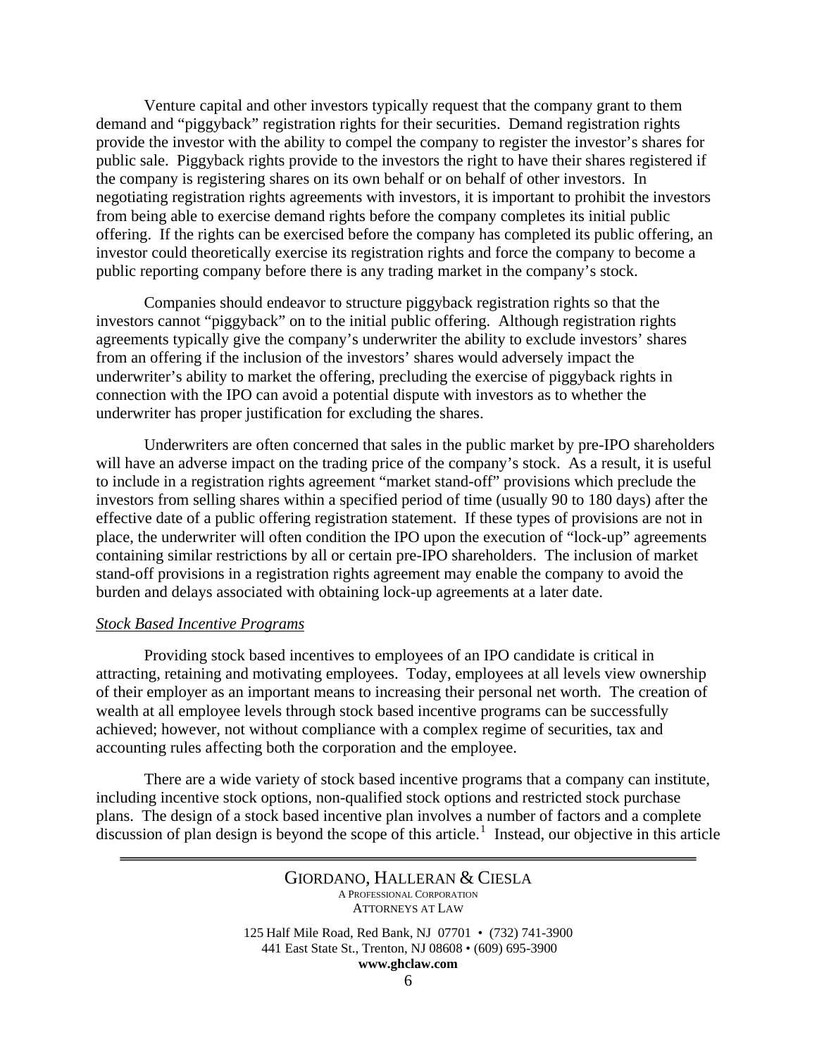Venture capital and other investors typically request that the company grant to them demand and "piggyback" registration rights for their securities. Demand registration rights provide the investor with the ability to compel the company to register the investor's shares for public sale. Piggyback rights provide to the investors the right to have their shares registered if the company is registering shares on its own behalf or on behalf of other investors. In negotiating registration rights agreements with investors, it is important to prohibit the investors from being able to exercise demand rights before the company completes its initial public offering. If the rights can be exercised before the company has completed its public offering, an investor could theoretically exercise its registration rights and force the company to become a public reporting company before there is any trading market in the company's stock.

Companies should endeavor to structure piggyback registration rights so that the investors cannot "piggyback" on to the initial public offering. Although registration rights agreements typically give the company's underwriter the ability to exclude investors' shares from an offering if the inclusion of the investors' shares would adversely impact the underwriter's ability to market the offering, precluding the exercise of piggyback rights in connection with the IPO can avoid a potential dispute with investors as to whether the underwriter has proper justification for excluding the shares.

Underwriters are often concerned that sales in the public market by pre-IPO shareholders will have an adverse impact on the trading price of the company's stock. As a result, it is useful to include in a registration rights agreement "market stand-off" provisions which preclude the investors from selling shares within a specified period of time (usually 90 to 180 days) after the effective date of a public offering registration statement. If these types of provisions are not in place, the underwriter will often condition the IPO upon the execution of "lock-up" agreements containing similar restrictions by all or certain pre-IPO shareholders. The inclusion of market stand-off provisions in a registration rights agreement may enable the company to avoid the burden and delays associated with obtaining lock-up agreements at a later date.

*Stock Based Incentive Programs*

Providing stock based incentives to employees of an IPO candidate is critical in attracting, retaining and motivating employees. Today, employees at all levels view ownership of their employer as an important means to increasing their personal net worth. The creation of wealth at all employee levels through stock based incentive programs can be successfully achieved; however, not without compliance with a complex regime of securities, tax and accounting rules affecting both the corporation and the employee.

There are a wide variety of stock based incentive programs that a company can institute, including incentive stock options, non-qualified stock options and restricted stock purchase plans. The design of a stock based incentive plan involves a number of factors and a complete discussion of plan design is beyond the scope of this article.[1] Instead, our objective in this article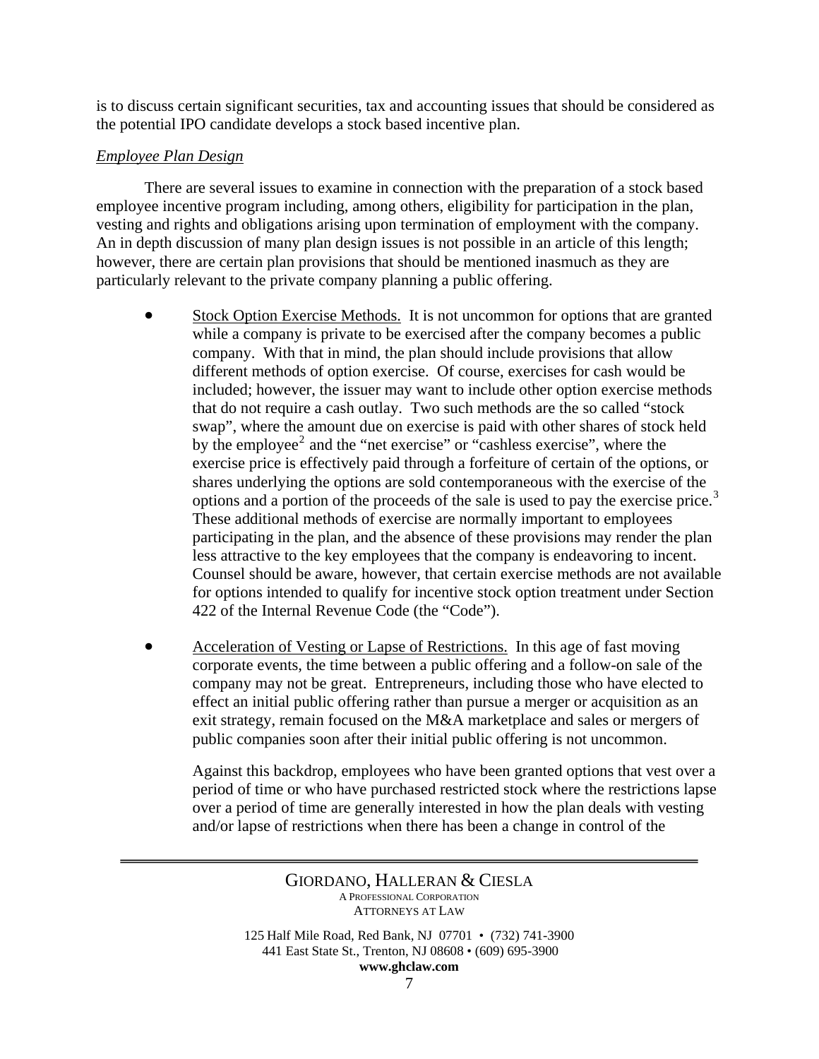is to discuss certain significant securities, tax and accounting issues that should be considered as the potential IPO candidate develops a stock based incentive plan.

*Employee Plan Design*

There are several issues to examine in connection with the preparation of a stock based employee incentive program including, among others, eligibility for participation in the plan, vesting and rights and obligations arising upon termination of employment with the company. An in depth discussion of many plan design issues is not possible in an article of this length; however, there are certain plan provisions that should be mentioned inasmuch as they are particularly relevant to the private company planning a public offering.

- Stock Option Exercise Methods. It is not uncommon for options that are granted while a company is private to be exercised after the company becomes a public company. With that in mind, the plan should include provisions that allow different methods of option exercise. Of course, exercises for cash would be included; however, the issuer may want to include other option exercise methods that do not require a cash outlay. Two such methods are the so called "stock swap", where the amount due on exercise is paid with other shares of stock held by the employee[2] and the "net exercise" or "cashless exercise", where the exercise price is effectively paid through a forfeiture of certain of the options, or shares underlying the options are sold contemporaneous with the exercise of the options and a portion of the proceeds of the sale is used to pay the exercise price.[3] These additional methods of exercise are normally important to employees participating in the plan, and the absence of these provisions may render the plan less attractive to the key employees that the company is endeavoring to incent. Counsel should be aware, however, that certain exercise methods are not available for options intended to qualify for incentive stock option treatment under Section 422 of the Internal Revenue Code (the "Code").

- Acceleration of Vesting or Lapse of Restrictions. In this age of fast moving corporate events, the time between a public offering and a follow-on sale of the company may not be great. Entrepreneurs, including those who have elected to effect an initial public offering rather than pursue a merger or acquisition as an exit strategy, remain focused on the M&A marketplace and sales or mergers of public companies soon after their initial public offering is not uncommon.

  Against this backdrop, employees who have been granted options that vest over a period of time or who have purchased restricted stock where the restrictions lapse over a period of time are generally interested in how the plan deals with vesting and/or lapse of restrictions when there has been a change in control of the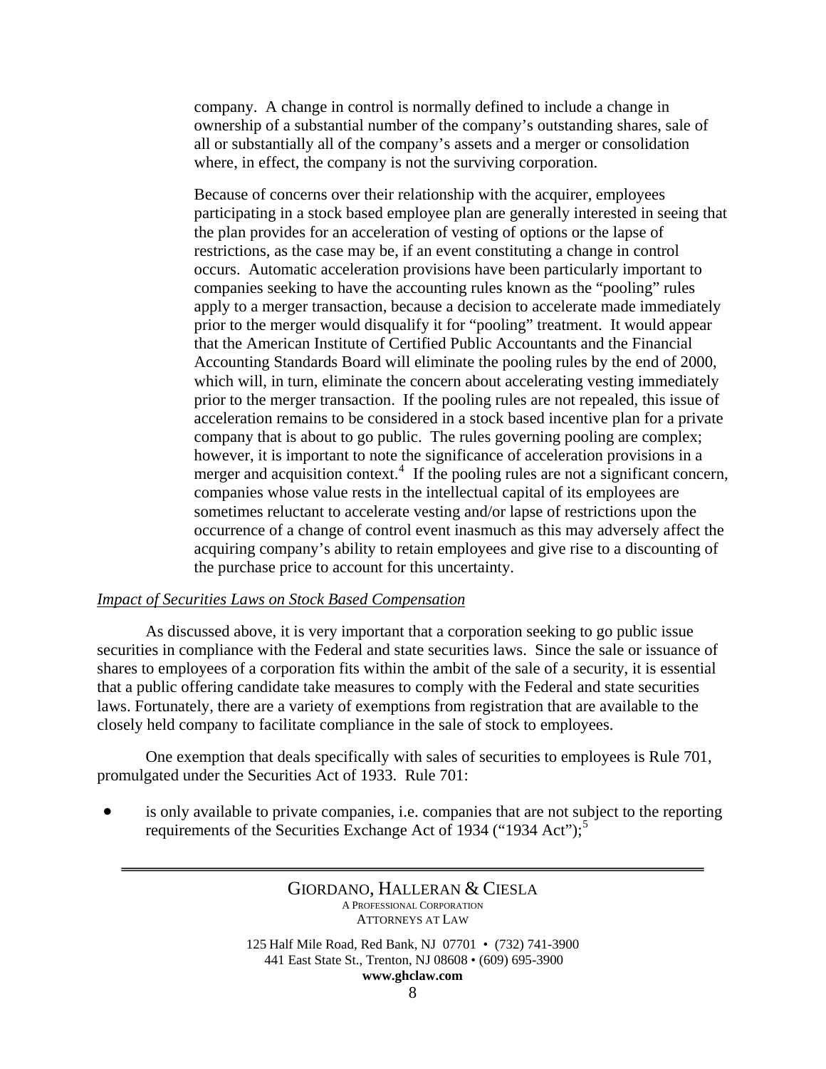company. A change in control is normally defined to include a change in ownership of a substantial number of the company's outstanding shares, sale of all or substantially all of the company's assets and a merger or consolidation where, in effect, the company is not the surviving corporation.

Because of concerns over their relationship with the acquirer, employees participating in a stock based employee plan are generally interested in seeing that the plan provides for an acceleration of vesting of options or the lapse of restrictions, as the case may be, if an event constituting a change in control occurs. Automatic acceleration provisions have been particularly important to companies seeking to have the accounting rules known as the "pooling" rules apply to a merger transaction, because a decision to accelerate made immediately prior to the merger would disqualify it for "pooling" treatment. It would appear that the American Institute of Certified Public Accountants and the Financial Accounting Standards Board will eliminate the pooling rules by the end of 2000, which will, in turn, eliminate the concern about accelerating vesting immediately prior to the merger transaction. If the pooling rules are not repealed, this issue of acceleration remains to be considered in a stock based incentive plan for a private company that is about to go public. The rules governing pooling are complex; however, it is important to note the significance of acceleration provisions in a merger and acquisition context.[4] If the pooling rules are not a significant concern, companies whose value rests in the intellectual capital of its employees are sometimes reluctant to accelerate vesting and/or lapse of restrictions upon the occurrence of a change of control event inasmuch as this may adversely affect the acquiring company's ability to retain employees and give rise to a discounting of the purchase price to account for this uncertainty.

*Impact of Securities Laws on Stock Based Compensation*

As discussed above, it is very important that a corporation seeking to go public issue securities in compliance with the Federal and state securities laws. Since the sale or issuance of shares to employees of a corporation fits within the ambit of the sale of a security, it is essential that a public offering candidate take measures to comply with the Federal and state securities laws. Fortunately, there are a variety of exemptions from registration that are available to the closely held company to facilitate compliance in the sale of stock to employees.

One exemption that deals specifically with sales of securities to employees is Rule 701, promulgated under the Securities Act of 1933. Rule 701:

- is only available to private companies, i.e. companies that are not subject to the reporting requirements of the Securities Exchange Act of 1934 ("1934 Act");[5]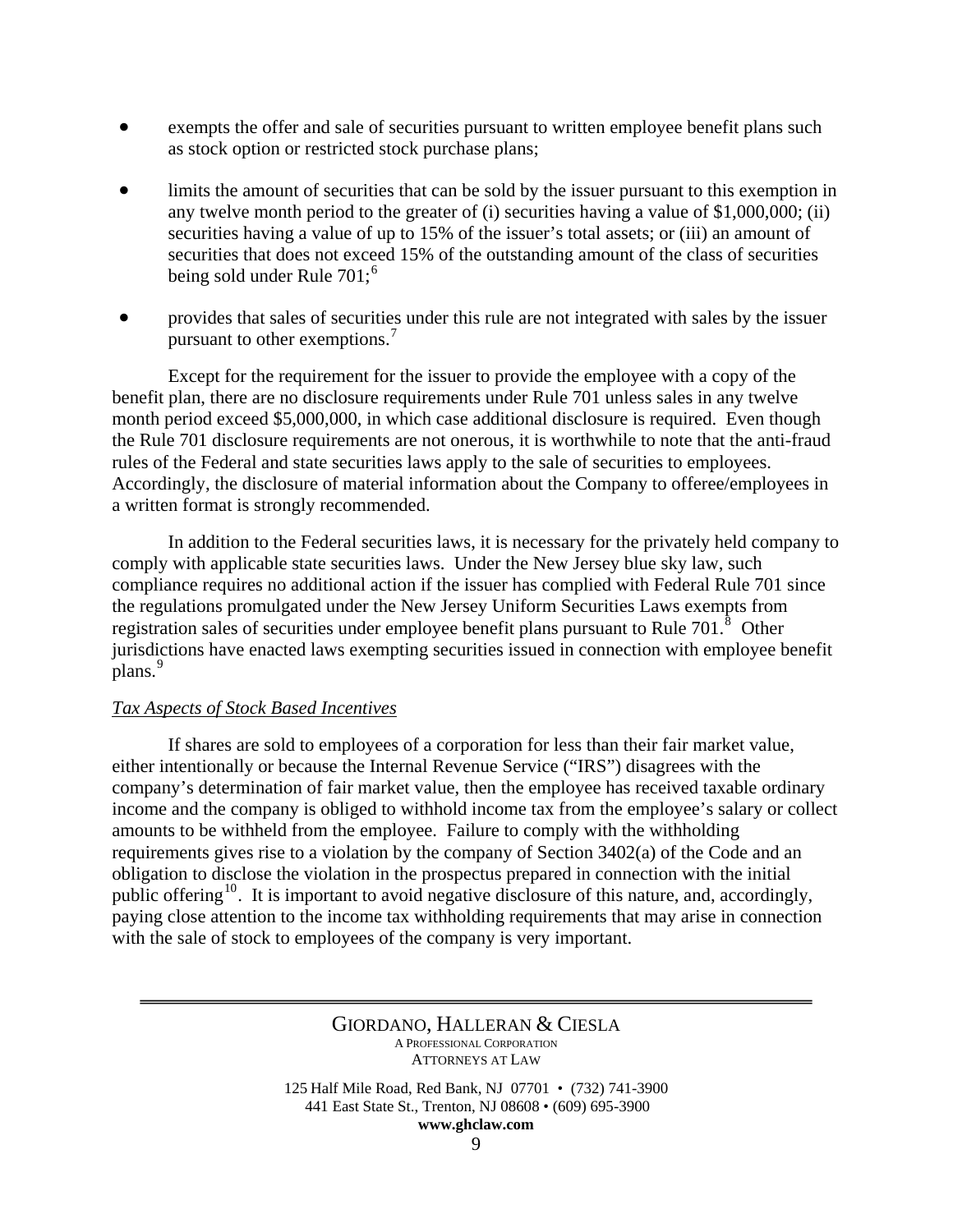- exempts the offer and sale of securities pursuant to written employee benefit plans such as stock option or restricted stock purchase plans;

- limits the amount of securities that can be sold by the issuer pursuant to this exemption in any twelve month period to the greater of (i) securities having a value of $1,000,000; (ii) securities having a value of up to 15% of the issuer's total assets; or (iii) an amount of securities that does not exceed 15% of the outstanding amount of the class of securities being sold under Rule 701;[6]

- provides that sales of securities under this rule are not integrated with sales by the issuer pursuant to other exemptions.[7]

Except for the requirement for the issuer to provide the employee with a copy of the benefit plan, there are no disclosure requirements under Rule 701 unless sales in any twelve month period exceed $5,000,000, in which case additional disclosure is required. Even though the Rule 701 disclosure requirements are not onerous, it is worthwhile to note that the anti-fraud rules of the Federal and state securities laws apply to the sale of securities to employees. Accordingly, the disclosure of material information about the Company to offeree/employees in a written format is strongly recommended.

In addition to the Federal securities laws, it is necessary for the privately held company to comply with applicable state securities laws. Under the New Jersey blue sky law, such compliance requires no additional action if the issuer has complied with Federal Rule 701 since the regulations promulgated under the New Jersey Uniform Securities Laws exempts from registration sales of securities under employee benefit plans pursuant to Rule 701.[8] Other jurisdictions have enacted laws exempting securities issued in connection with employee benefit plans.[9]

*Tax Aspects of Stock Based Incentives*

If shares are sold to employees of a corporation for less than their fair market value, either intentionally or because the Internal Revenue Service ("IRS") disagrees with the company's determination of fair market value, then the employee has received taxable ordinary income and the company is obliged to withhold income tax from the employee's salary or collect amounts to be withheld from the employee. Failure to comply with the withholding requirements gives rise to a violation by the company of Section 3402(a) of the Code and an obligation to disclose the violation in the prospectus prepared in connection with the initial public offering[10]. It is important to avoid negative disclosure of this nature, and, accordingly, paying close attention to the income tax withholding requirements that may arise in connection with the sale of stock to employees of the company is very important.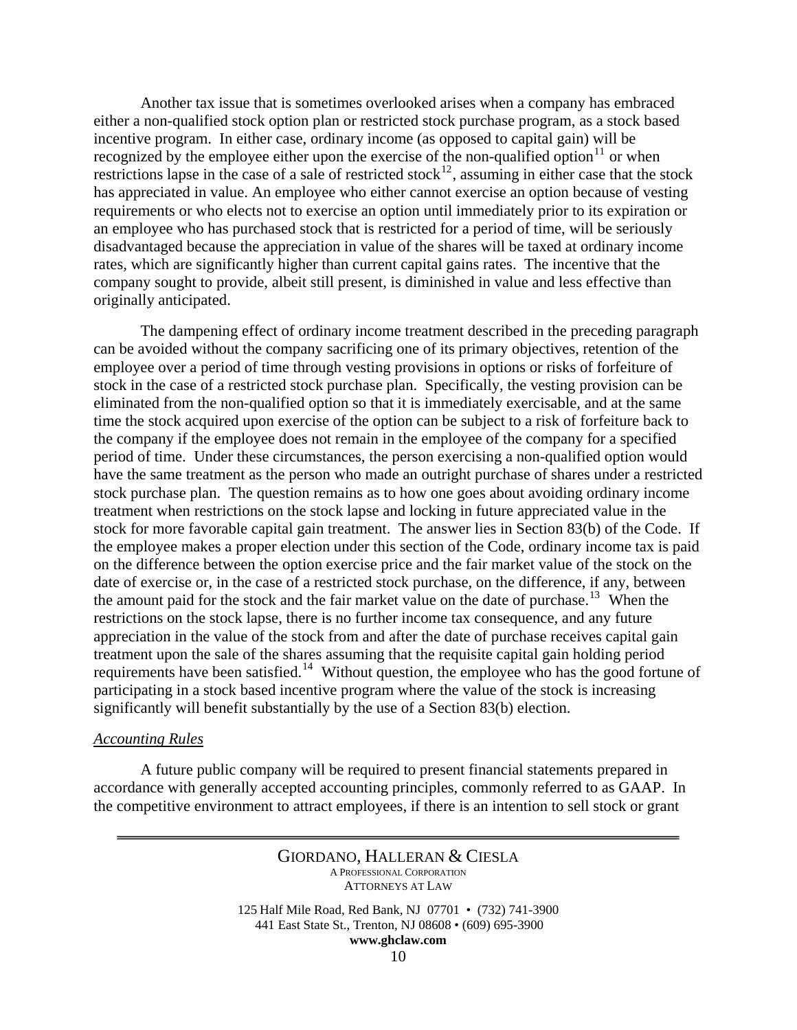Another tax issue that is sometimes overlooked arises when a company has embraced either a non-qualified stock option plan or restricted stock purchase program, as a stock based incentive program. In either case, ordinary income (as opposed to capital gain) will be recognized by the employee either upon the exercise of the non-qualified option[11] or when restrictions lapse in the case of a sale of restricted stock[12], assuming in either case that the stock has appreciated in value. An employee who either cannot exercise an option because of vesting requirements or who elects not to exercise an option until immediately prior to its expiration or an employee who has purchased stock that is restricted for a period of time, will be seriously disadvantaged because the appreciation in value of the shares will be taxed at ordinary income rates, which are significantly higher than current capital gains rates. The incentive that the company sought to provide, albeit still present, is diminished in value and less effective than originally anticipated.

The dampening effect of ordinary income treatment described in the preceding paragraph can be avoided without the company sacrificing one of its primary objectives, retention of the employee over a period of time through vesting provisions in options or risks of forfeiture of stock in the case of a restricted stock purchase plan. Specifically, the vesting provision can be eliminated from the non-qualified option so that it is immediately exercisable, and at the same time the stock acquired upon exercise of the option can be subject to a risk of forfeiture back to the company if the employee does not remain in the employee of the company for a specified period of time. Under these circumstances, the person exercising a non-qualified option would have the same treatment as the person who made an outright purchase of shares under a restricted stock purchase plan. The question remains as to how one goes about avoiding ordinary income treatment when restrictions on the stock lapse and locking in future appreciated value in the stock for more favorable capital gain treatment. The answer lies in Section 83(b) of the Code. If the employee makes a proper election under this section of the Code, ordinary income tax is paid on the difference between the option exercise price and the fair market value of the stock on the date of exercise or, in the case of a restricted stock purchase, on the difference, if any, between the amount paid for the stock and the fair market value on the date of purchase.[13] When the restrictions on the stock lapse, there is no further income tax consequence, and any future appreciation in the value of the stock from and after the date of purchase receives capital gain treatment upon the sale of the shares assuming that the requisite capital gain holding period requirements have been satisfied.[14] Without question, the employee who has the good fortune of participating in a stock based incentive program where the value of the stock is increasing significantly will benefit substantially by the use of a Section 83(b) election.

*Accounting Rules*

A future public company will be required to present financial statements prepared in accordance with generally accepted accounting principles, commonly referred to as GAAP. In the competitive environment to attract employees, if there is an intention to sell stock or grant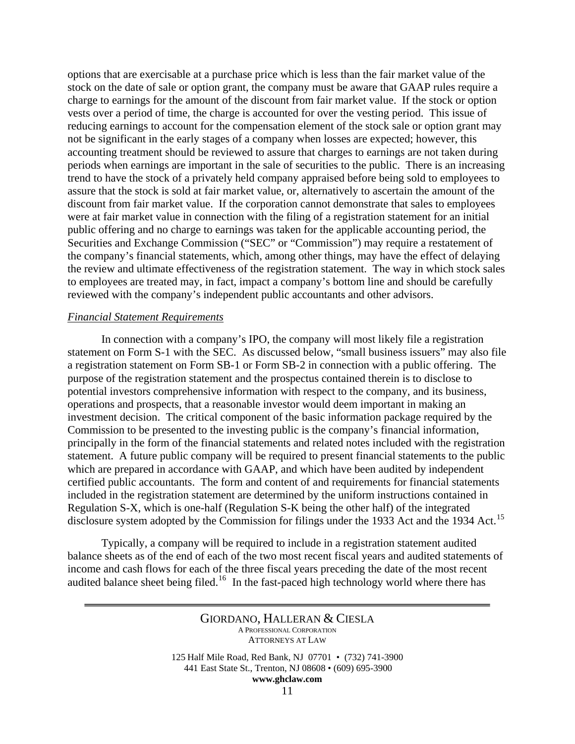options that are exercisable at a purchase price which is less than the fair market value of the stock on the date of sale or option grant, the company must be aware that GAAP rules require a charge to earnings for the amount of the discount from fair market value. If the stock or option vests over a period of time, the charge is accounted for over the vesting period. This issue of reducing earnings to account for the compensation element of the stock sale or option grant may not be significant in the early stages of a company when losses are expected; however, this accounting treatment should be reviewed to assure that charges to earnings are not taken during periods when earnings are important in the sale of securities to the public. There is an increasing trend to have the stock of a privately held company appraised before being sold to employees to assure that the stock is sold at fair market value, or, alternatively to ascertain the amount of the discount from fair market value. If the corporation cannot demonstrate that sales to employees were at fair market value in connection with the filing of a registration statement for an initial public offering and no charge to earnings was taken for the applicable accounting period, the Securities and Exchange Commission ("SEC" or "Commission") may require a restatement of the company's financial statements, which, among other things, may have the effect of delaying the review and ultimate effectiveness of the registration statement. The way in which stock sales to employees are treated may, in fact, impact a company's bottom line and should be carefully reviewed with the company's independent public accountants and other advisors.

*Financial Statement Requirements*

In connection with a company's IPO, the company will most likely file a registration statement on Form S-1 with the SEC. As discussed below, "small business issuers" may also file a registration statement on Form SB-1 or Form SB-2 in connection with a public offering. The purpose of the registration statement and the prospectus contained therein is to disclose to potential investors comprehensive information with respect to the company, and its business, operations and prospects, that a reasonable investor would deem important in making an investment decision. The critical component of the basic information package required by the Commission to be presented to the investing public is the company's financial information, principally in the form of the financial statements and related notes included with the registration statement. A future public company will be required to present financial statements to the public which are prepared in accordance with GAAP, and which have been audited by independent certified public accountants. The form and content of and requirements for financial statements included in the registration statement are determined by the uniform instructions contained in Regulation S-X, which is one-half (Regulation S-K being the other half) of the integrated disclosure system adopted by the Commission for filings under the 1933 Act and the 1934 Act.[15]

Typically, a company will be required to include in a registration statement audited balance sheets as of the end of each of the two most recent fiscal years and audited statements of income and cash flows for each of the three fiscal years preceding the date of the most recent audited balance sheet being filed.[16] In the fast-paced high technology world where there has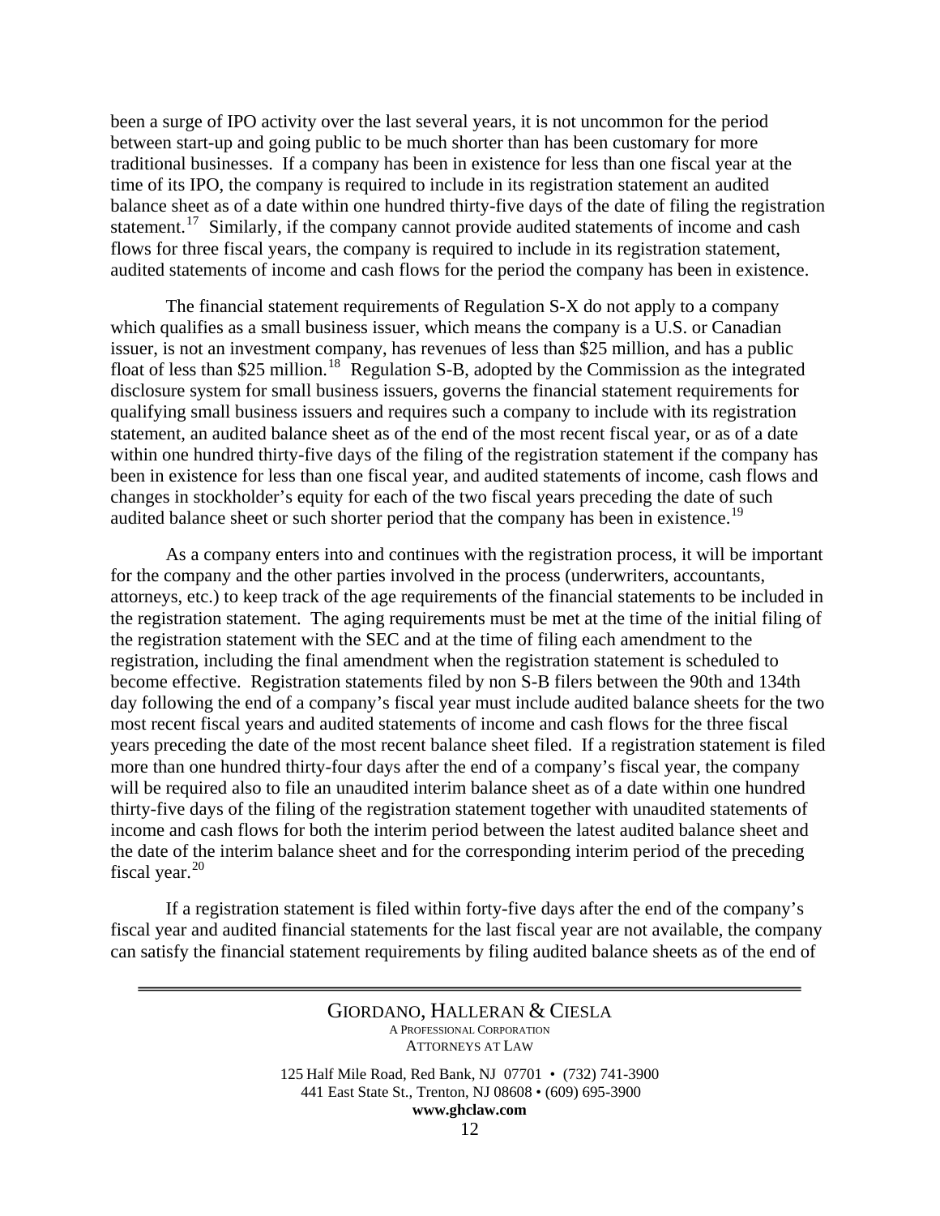been a surge of IPO activity over the last several years, it is not uncommon for the period between start-up and going public to be much shorter than has been customary for more traditional businesses. If a company has been in existence for less than one fiscal year at the time of its IPO, the company is required to include in its registration statement an audited balance sheet as of a date within one hundred thirty-five days of the date of filing the registration statement.[17] Similarly, if the company cannot provide audited statements of income and cash flows for three fiscal years, the company is required to include in its registration statement, audited statements of income and cash flows for the period the company has been in existence.

The financial statement requirements of Regulation S-X do not apply to a company which qualifies as a small business issuer, which means the company is a U.S. or Canadian issuer, is not an investment company, has revenues of less than $25 million, and has a public float of less than $25 million.[18] Regulation S-B, adopted by the Commission as the integrated disclosure system for small business issuers, governs the financial statement requirements for qualifying small business issuers and requires such a company to include with its registration statement, an audited balance sheet as of the end of the most recent fiscal year, or as of a date within one hundred thirty-five days of the filing of the registration statement if the company has been in existence for less than one fiscal year, and audited statements of income, cash flows and changes in stockholder's equity for each of the two fiscal years preceding the date of such audited balance sheet or such shorter period that the company has been in existence.[19]

As a company enters into and continues with the registration process, it will be important for the company and the other parties involved in the process (underwriters, accountants, attorneys, etc.) to keep track of the age requirements of the financial statements to be included in the registration statement. The aging requirements must be met at the time of the initial filing of the registration statement with the SEC and at the time of filing each amendment to the registration, including the final amendment when the registration statement is scheduled to become effective. Registration statements filed by non S-B filers between the 90th and 134th day following the end of a company's fiscal year must include audited balance sheets for the two most recent fiscal years and audited statements of income and cash flows for the three fiscal years preceding the date of the most recent balance sheet filed. If a registration statement is filed more than one hundred thirty-four days after the end of a company's fiscal year, the company will be required also to file an unaudited interim balance sheet as of a date within one hundred thirty-five days of the filing of the registration statement together with unaudited statements of income and cash flows for both the interim period between the latest audited balance sheet and the date of the interim balance sheet and for the corresponding interim period of the preceding fiscal year.[20]

If a registration statement is filed within forty-five days after the end of the company's fiscal year and audited financial statements for the last fiscal year are not available, the company can satisfy the financial statement requirements by filing audited balance sheets as of the end of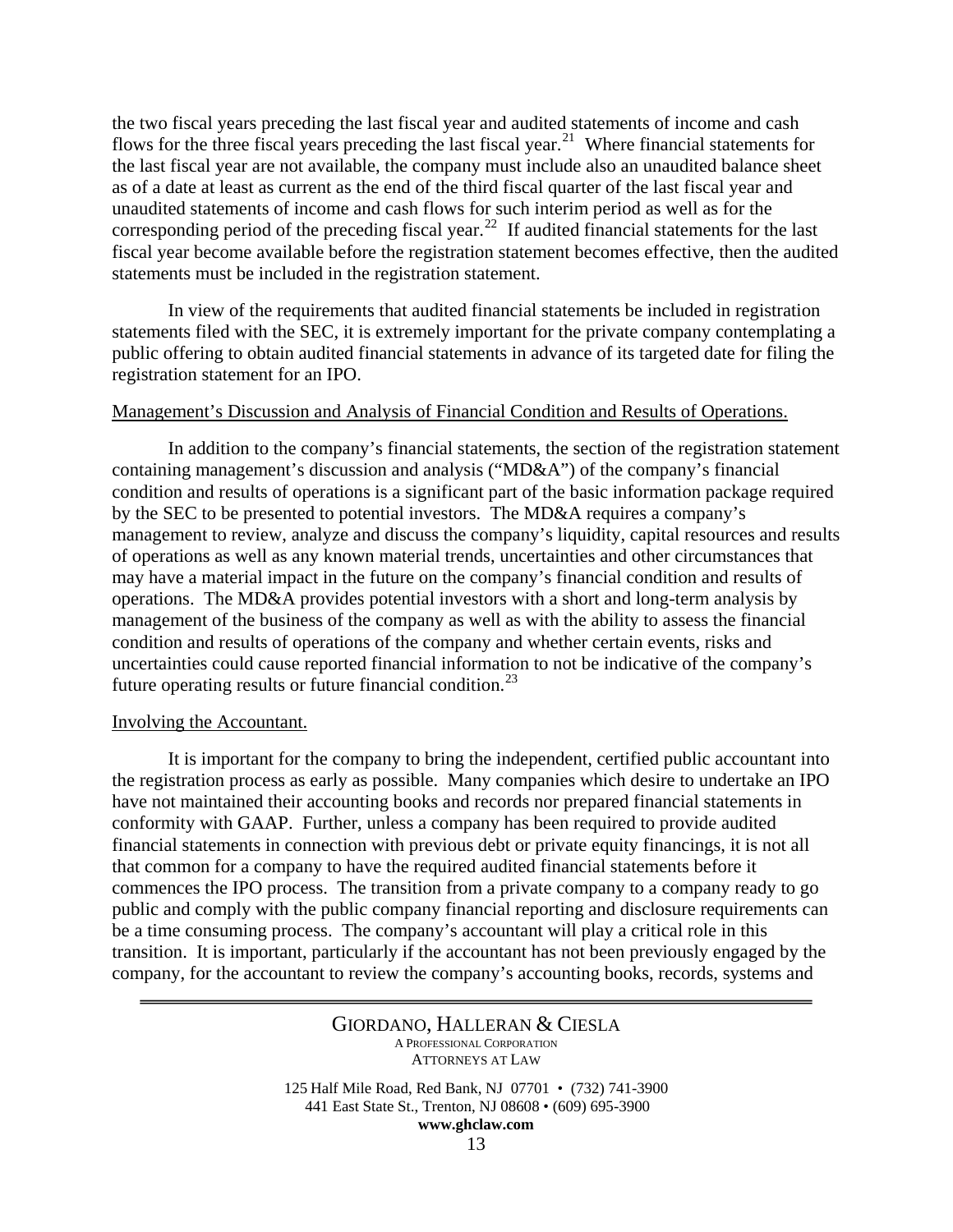the two fiscal years preceding the last fiscal year and audited statements of income and cash flows for the three fiscal years preceding the last fiscal year.[21] Where financial statements for the last fiscal year are not available, the company must include also an unaudited balance sheet as of a date at least as current as the end of the third fiscal quarter of the last fiscal year and unaudited statements of income and cash flows for such interim period as well as for the corresponding period of the preceding fiscal year.[22] If audited financial statements for the last fiscal year become available before the registration statement becomes effective, then the audited statements must be included in the registration statement.

In view of the requirements that audited financial statements be included in registration statements filed with the SEC, it is extremely important for the private company contemplating a public offering to obtain audited financial statements in advance of its targeted date for filing the registration statement for an IPO.

Management's Discussion and Analysis of Financial Condition and Results of Operations.

In addition to the company's financial statements, the section of the registration statement containing management's discussion and analysis ("MD&A") of the company's financial condition and results of operations is a significant part of the basic information package required by the SEC to be presented to potential investors. The MD&A requires a company's management to review, analyze and discuss the company's liquidity, capital resources and results of operations as well as any known material trends, uncertainties and other circumstances that may have a material impact in the future on the company's financial condition and results of operations. The MD&A provides potential investors with a short and long-term analysis by management of the business of the company as well as with the ability to assess the financial condition and results of operations of the company and whether certain events, risks and uncertainties could cause reported financial information to not be indicative of the company's future operating results or future financial condition.[23]

Involving the Accountant.

It is important for the company to bring the independent, certified public accountant into the registration process as early as possible. Many companies which desire to undertake an IPO have not maintained their accounting books and records nor prepared financial statements in conformity with GAAP. Further, unless a company has been required to provide audited financial statements in connection with previous debt or private equity financings, it is not all that common for a company to have the required audited financial statements before it commences the IPO process. The transition from a private company to a company ready to go public and comply with the public company financial reporting and disclosure requirements can be a time consuming process. The company's accountant will play a critical role in this transition. It is important, particularly if the accountant has not been previously engaged by the company, for the accountant to review the company's accounting books, records, systems and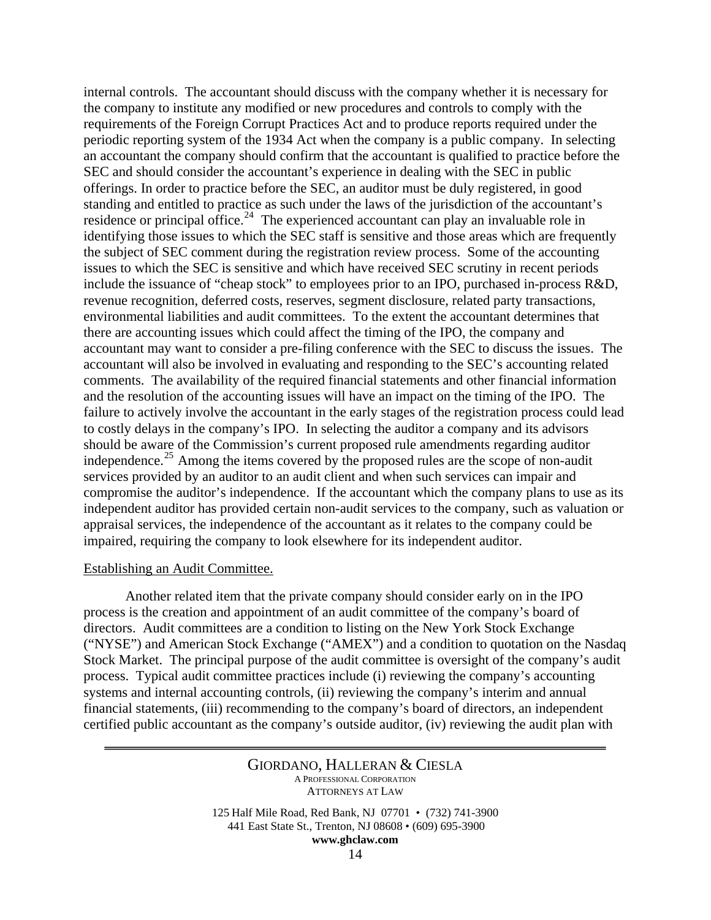internal controls. The accountant should discuss with the company whether it is necessary for the company to institute any modified or new procedures and controls to comply with the requirements of the Foreign Corrupt Practices Act and to produce reports required under the periodic reporting system of the 1934 Act when the company is a public company. In selecting an accountant the company should confirm that the accountant is qualified to practice before the SEC and should consider the accountant's experience in dealing with the SEC in public offerings. In order to practice before the SEC, an auditor must be duly registered, in good standing and entitled to practice as such under the laws of the jurisdiction of the accountant's residence or principal office.[24] The experienced accountant can play an invaluable role in identifying those issues to which the SEC staff is sensitive and those areas which are frequently the subject of SEC comment during the registration review process. Some of the accounting issues to which the SEC is sensitive and which have received SEC scrutiny in recent periods include the issuance of "cheap stock" to employees prior to an IPO, purchased in-process R&D, revenue recognition, deferred costs, reserves, segment disclosure, related party transactions, environmental liabilities and audit committees. To the extent the accountant determines that there are accounting issues which could affect the timing of the IPO, the company and accountant may want to consider a pre-filing conference with the SEC to discuss the issues. The accountant will also be involved in evaluating and responding to the SEC's accounting related comments. The availability of the required financial statements and other financial information and the resolution of the accounting issues will have an impact on the timing of the IPO. The failure to actively involve the accountant in the early stages of the registration process could lead to costly delays in the company's IPO. In selecting the auditor a company and its advisors should be aware of the Commission's current proposed rule amendments regarding auditor independence.[25] Among the items covered by the proposed rules are the scope of non-audit services provided by an auditor to an audit client and when such services can impair and compromise the auditor's independence. If the accountant which the company plans to use as its independent auditor has provided certain non-audit services to the company, such as valuation or appraisal services, the independence of the accountant as it relates to the company could be impaired, requiring the company to look elsewhere for its independent auditor.

Establishing an Audit Committee.

Another related item that the private company should consider early on in the IPO process is the creation and appointment of an audit committee of the company's board of directors. Audit committees are a condition to listing on the New York Stock Exchange ("NYSE") and American Stock Exchange ("AMEX") and a condition to quotation on the Nasdaq Stock Market. The principal purpose of the audit committee is oversight of the company's audit process. Typical audit committee practices include (i) reviewing the company's accounting systems and internal accounting controls, (ii) reviewing the company's interim and annual financial statements, (iii) recommending to the company's board of directors, an independent certified public accountant as the company's outside auditor, (iv) reviewing the audit plan with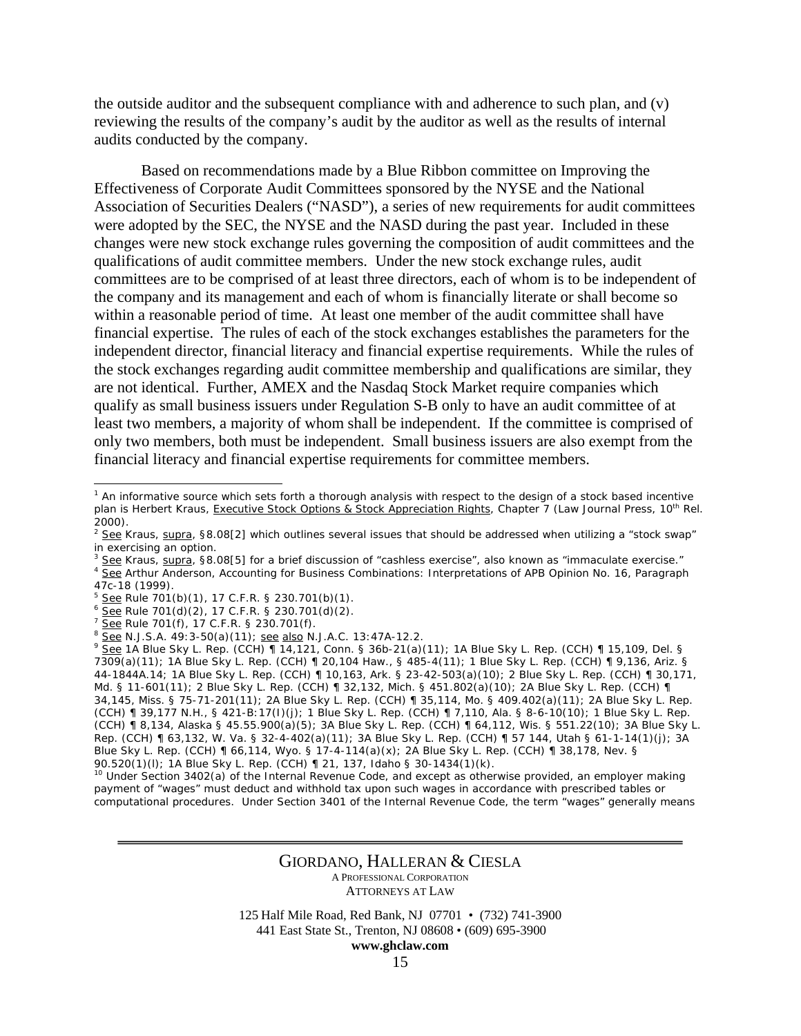the outside auditor and the subsequent compliance with and adherence to such plan, and (v) reviewing the results of the company's audit by the auditor as well as the results of internal audits conducted by the company.

Based on recommendations made by a Blue Ribbon committee on Improving the Effectiveness of Corporate Audit Committees sponsored by the NYSE and the National Association of Securities Dealers ("NASD"), a series of new requirements for audit committees were adopted by the SEC, the NYSE and the NASD during the past year. Included in these changes were new stock exchange rules governing the composition of audit committees and the qualifications of audit committee members. Under the new stock exchange rules, audit committees are to be comprised of at least three directors, each of whom is to be independent of the company and its management and each of whom is financially literate or shall become so within a reasonable period of time. At least one member of the audit committee shall have financial expertise. The rules of each of the stock exchanges establishes the parameters for the independent director, financial literacy and financial expertise requirements. While the rules of the stock exchanges regarding audit committee membership and qualifications are similar, they are not identical. Further, AMEX and the Nasdaq Stock Market require companies which qualify as small business issuers under Regulation S-B only to have an audit committee of at least two members, a majority of whom shall be independent. If the committee is comprised of only two members, both must be independent. Small business issuers are also exempt from the financial literacy and financial expertise requirements for committee members.

---

[1] An informative source which sets forth a thorough analysis with respect to the design of a stock based incentive plan is Herbert Kraus, Executive Stock Options & Stock Appreciation Rights, Chapter 7 (Law Journal Press, 10th Rel. 2000).

[2] See Kraus, supra, §8.08[2] which outlines several issues that should be addressed when utilizing a "stock swap" in exercising an option.

[3] See Kraus, supra, §8.08[5] for a brief discussion of "cashless exercise", also known as "immaculate exercise."

[4] See Arthur Anderson, Accounting for Business Combinations: Interpretations of APB Opinion No. 16, Paragraph 47c-18 (1999).

[5] See Rule 701(b)(1), 17 C.F.R. § 230.701(b)(1).

[6] See Rule 701(d)(2), 17 C.F.R. § 230.701(d)(2).

[7] See Rule 701(f), 17 C.F.R. § 230.701(f).

[8] See N.J.S.A. 49:3-50(a)(11); see also N.J.A.C. 13:47A-12.2.

[9] See 1A Blue Sky L. Rep. (CCH) ¶ 14,121, Conn. § 36b-21(a)(11); 1A Blue Sky L. Rep. (CCH) ¶ 15,109, Del. § 7309(a)(11); 1A Blue Sky L. Rep. (CCH) ¶ 20,104 Haw., § 485-4(11); 1 Blue Sky L. Rep. (CCH) ¶ 9,136, Ariz. § 44-1844A.14; 1A Blue Sky L. Rep. (CCH) ¶ 10,163, Ark. § 23-42-503(a)(10); 2 Blue Sky L. Rep. (CCH) ¶ 30,171, Md. § 11-601(11); 2 Blue Sky L. Rep. (CCH) ¶ 32,132, Mich. § 451.802(a)(10); 2A Blue Sky L. Rep. (CCH) ¶ 34,145, Miss. § 75-71-201(11); 2A Blue Sky L. Rep. (CCH) ¶ 35,114, Mo. § 409.402(a)(11); 2A Blue Sky L. Rep. (CCH) ¶ 39,177 N.H., § 421-B:17(I)(j); 1 Blue Sky L. Rep. (CCH) ¶ 7,110, Ala. § 8-6-10(10); 1 Blue Sky L. Rep. (CCH) ¶ 8,134, Alaska § 45.55.900(a)(5); 3A Blue Sky L. Rep. (CCH) ¶ 64,112, Wis. § 551.22(10); 3A Blue Sky L. Rep. (CCH) ¶ 63,132, W. Va. § 32-4-402(a)(11); 3A Blue Sky L. Rep. (CCH) ¶ 57 144, Utah § 61-1-14(1)(j); 3A Blue Sky L. Rep. (CCH) ¶ 66,114, Wyo. § 17-4-114(a)(x); 2A Blue Sky L. Rep. (CCH) ¶ 38,178, Nev. § 90.520(1)(l); 1A Blue Sky L. Rep. (CCH) ¶ 21, 137, Idaho § 30-1434(1)(k).

[10] Under Section 3402(a) of the Internal Revenue Code, and except as otherwise provided, an employer making payment of "wages" must deduct and withhold tax upon such wages in accordance with prescribed tables or computational procedures. Under Section 3401 of the Internal Revenue Code, the term "wages" generally means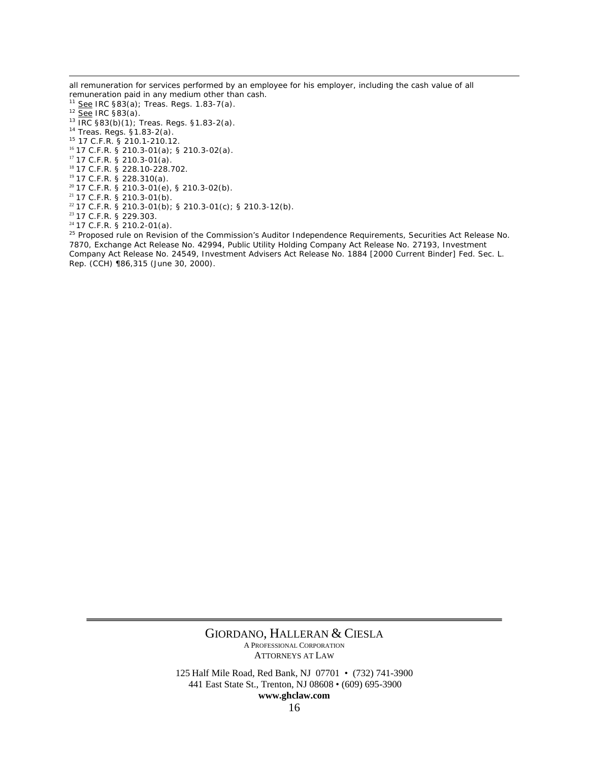all remuneration for services performed by an employee for his employer, including the cash value of all remuneration paid in any medium other than cash.

[11] See IRC §83(a); Treas. Regs. 1.83-7(a).

[12] See IRC §83(a).

[13] IRC §83(b)(1); Treas. Regs. §1.83-2(a).

[14] Treas. Regs. §1.83-2(a).

[15] 17 C.F.R. § 210.1-210.12.

[16] 17 C.F.R. § 210.3-01(a); § 210.3-02(a).

[17] 17 C.F.R. § 210.3-01(a).

[18] 17 C.F.R. § 228.10-228.702.

[19] 17 C.F.R. § 228.310(a).

[20] 17 C.F.R. § 210.3-01(e), § 210.3-02(b).

[21] 17 C.F.R. § 210.3-01(b).

[22] 17 C.F.R. § 210.3-01(b); § 210.3-01(c); § 210.3-12(b).

[23] 17 C.F.R. § 229.303.

[24] 17 C.F.R. § 210.2-01(a).

[25] Proposed rule on Revision of the Commission's Auditor Independence Requirements, Securities Act Release No. 7870, Exchange Act Release No. 42994, Public Utility Holding Company Act Release No. 27193, Investment Company Act Release No. 24549, Investment Advisers Act Release No. 1884 [2000 Current Binder] Fed. Sec. L. Rep. (CCH) ¶86,315 (June 30, 2000).